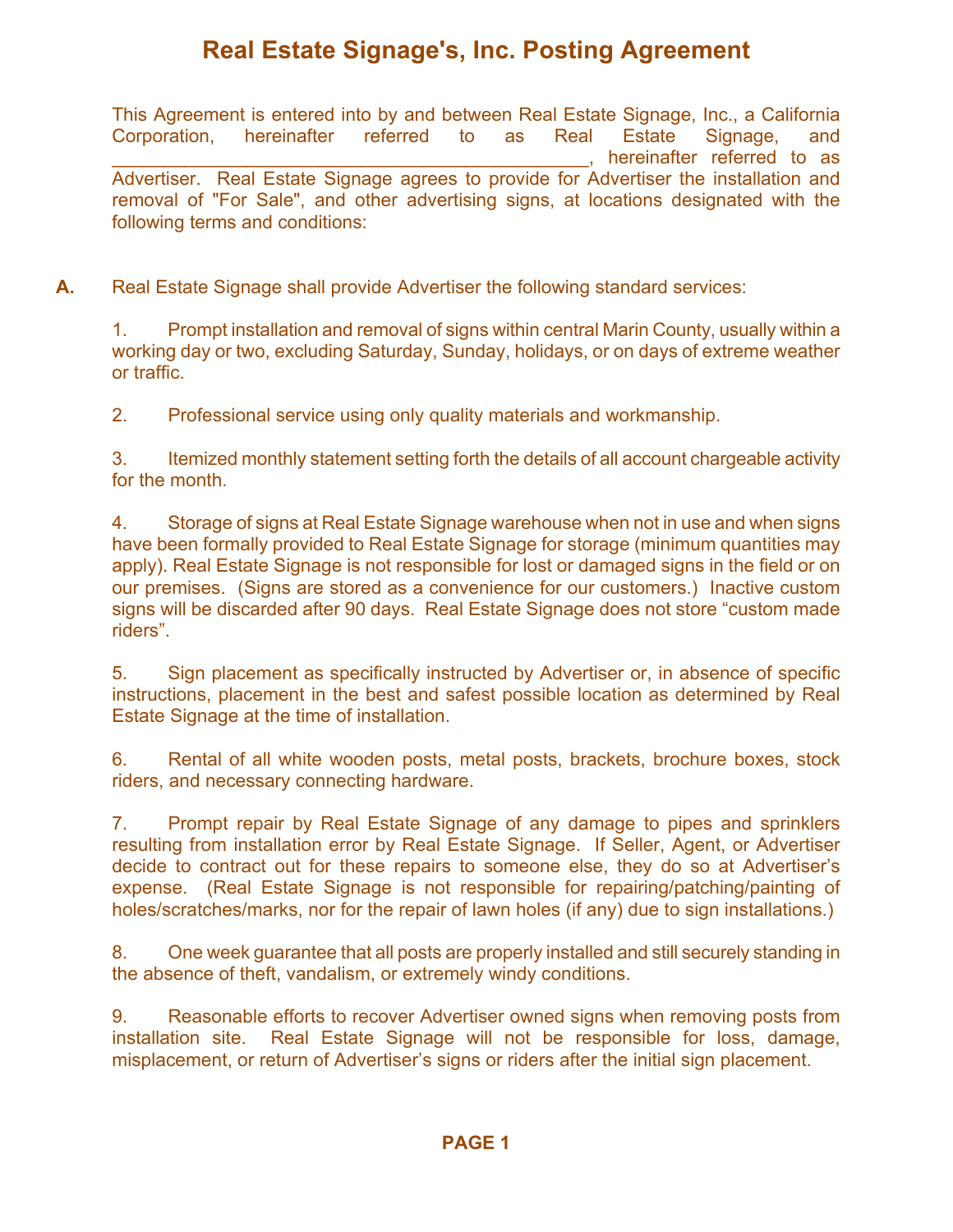# Real Estate Signage's, Inc. Posting Agreement

This Agreement is entered into by and between Real Estate Signage, Inc., a California Corporation, hereinafter referred to as Real Estate Signage, and _____________________________________________, hereinafter referred to as Advertiser. Real Estate Signage agrees to provide for Advertiser the installation and removal of "For Sale", and other advertising signs, at locations designated with the following terms and conditions:

**A.** Real Estate Signage shall provide Advertiser the following standard services:

1. Prompt installation and removal of signs within central Marin County, usually within a working day or two, excluding Saturday, Sunday, holidays, or on days of extreme weather or traffic.

2. Professional service using only quality materials and workmanship.

3. Itemized monthly statement setting forth the details of all account chargeable activity for the month.

4. Storage of signs at Real Estate Signage warehouse when not in use and when signs have been formally provided to Real Estate Signage for storage (minimum quantities may apply). Real Estate Signage is not responsible for lost or damaged signs in the field or on our premises. (Signs are stored as a convenience for our customers.) Inactive custom signs will be discarded after 90 days. Real Estate Signage does not store "custom made riders".

5. Sign placement as specifically instructed by Advertiser or, in absence of specific instructions, placement in the best and safest possible location as determined by Real Estate Signage at the time of installation.

6. Rental of all white wooden posts, metal posts, brackets, brochure boxes, stock riders, and necessary connecting hardware.

7. Prompt repair by Real Estate Signage of any damage to pipes and sprinklers resulting from installation error by Real Estate Signage. If Seller, Agent, or Advertiser decide to contract out for these repairs to someone else, they do so at Advertiser's expense. (Real Estate Signage is not responsible for repairing/patching/painting of holes/scratches/marks, nor for the repair of lawn holes (if any) due to sign installations.)

8. One week guarantee that all posts are properly installed and still securely standing in the absence of theft, vandalism, or extremely windy conditions.

9. Reasonable efforts to recover Advertiser owned signs when removing posts from installation site. Real Estate Signage will not be responsible for loss, damage, misplacement, or return of Advertiser's signs or riders after the initial sign placement.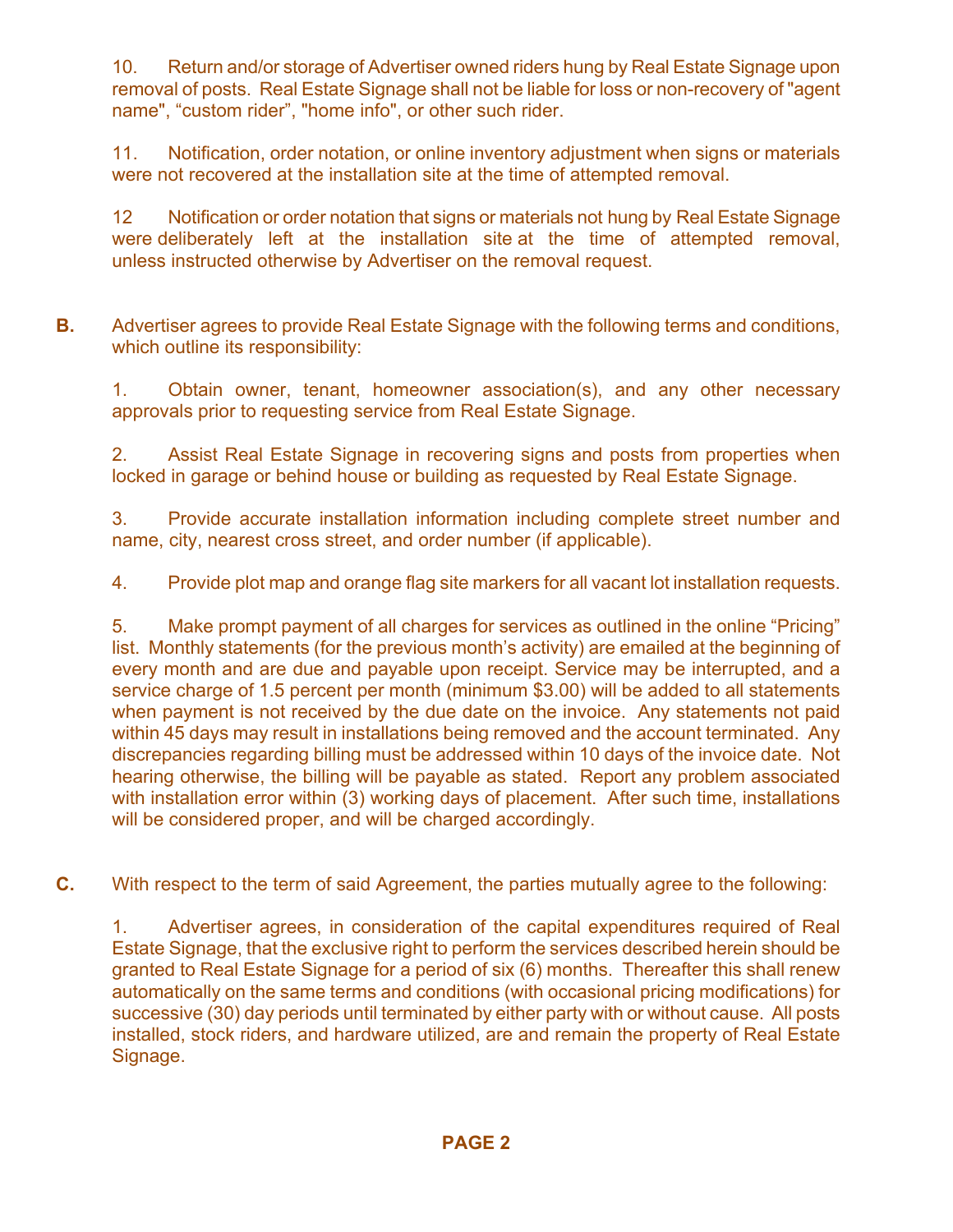10. Return and/or storage of Advertiser owned riders hung by Real Estate Signage upon removal of posts. Real Estate Signage shall not be liable for loss or non-recovery of "agent name", “custom rider”, "home info", or other such rider.

11. Notification, order notation, or online inventory adjustment when signs or materials were not recovered at the installation site at the time of attempted removal.

12 Notification or order notation that signs or materials not hung by Real Estate Signage were deliberately left at the installation site at the time of attempted removal, unless instructed otherwise by Advertiser on the removal request.

**B.** Advertiser agrees to provide Real Estate Signage with the following terms and conditions, which outline its responsibility:

1. Obtain owner, tenant, homeowner association(s), and any other necessary approvals prior to requesting service from Real Estate Signage.

2. Assist Real Estate Signage in recovering signs and posts from properties when locked in garage or behind house or building as requested by Real Estate Signage.

3. Provide accurate installation information including complete street number and name, city, nearest cross street, and order number (if applicable).

4. Provide plot map and orange flag site markers for all vacant lot installation requests.

5. Make prompt payment of all charges for services as outlined in the online “Pricing” list. Monthly statements (for the previous month’s activity) are emailed at the beginning of every month and are due and payable upon receipt. Service may be interrupted, and a service charge of 1.5 percent per month (minimum $3.00) will be added to all statements when payment is not received by the due date on the invoice. Any statements not paid within 45 days may result in installations being removed and the account terminated. Any discrepancies regarding billing must be addressed within 10 days of the invoice date. Not hearing otherwise, the billing will be payable as stated. Report any problem associated with installation error within (3) working days of placement. After such time, installations will be considered proper, and will be charged accordingly.

**C.** With respect to the term of said Agreement, the parties mutually agree to the following:

1. Advertiser agrees, in consideration of the capital expenditures required of Real Estate Signage, that the exclusive right to perform the services described herein should be granted to Real Estate Signage for a period of six (6) months. Thereafter this shall renew automatically on the same terms and conditions (with occasional pricing modifications) for successive (30) day periods until terminated by either party with or without cause. All posts installed, stock riders, and hardware utilized, are and remain the property of Real Estate Signage.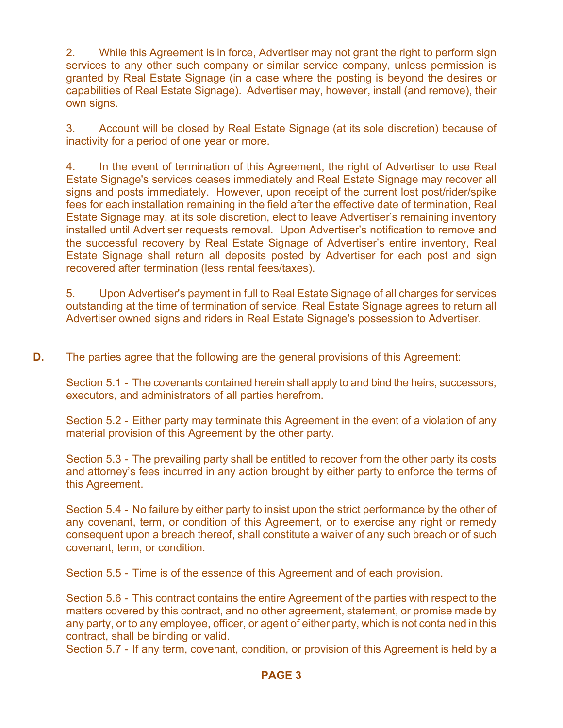2. While this Agreement is in force, Advertiser may not grant the right to perform sign services to any other such company or similar service company, unless permission is granted by Real Estate Signage (in a case where the posting is beyond the desires or capabilities of Real Estate Signage). Advertiser may, however, install (and remove), their own signs.

3. Account will be closed by Real Estate Signage (at its sole discretion) because of inactivity for a period of one year or more.

4. In the event of termination of this Agreement, the right of Advertiser to use Real Estate Signage's services ceases immediately and Real Estate Signage may recover all signs and posts immediately. However, upon receipt of the current lost post/rider/spike fees for each installation remaining in the field after the effective date of termination, Real Estate Signage may, at its sole discretion, elect to leave Advertiser's remaining inventory installed until Advertiser requests removal. Upon Advertiser's notification to remove and the successful recovery by Real Estate Signage of Advertiser's entire inventory, Real Estate Signage shall return all deposits posted by Advertiser for each post and sign recovered after termination (less rental fees/taxes).

5. Upon Advertiser's payment in full to Real Estate Signage of all charges for services outstanding at the time of termination of service, Real Estate Signage agrees to return all Advertiser owned signs and riders in Real Estate Signage's possession to Advertiser.

**D.** The parties agree that the following are the general provisions of this Agreement:

Section 5.1 - The covenants contained herein shall apply to and bind the heirs, successors, executors, and administrators of all parties herefrom.

Section 5.2 - Either party may terminate this Agreement in the event of a violation of any material provision of this Agreement by the other party.

Section 5.3 - The prevailing party shall be entitled to recover from the other party its costs and attorney's fees incurred in any action brought by either party to enforce the terms of this Agreement.

Section 5.4 - No failure by either party to insist upon the strict performance by the other of any covenant, term, or condition of this Agreement, or to exercise any right or remedy consequent upon a breach thereof, shall constitute a waiver of any such breach or of such covenant, term, or condition.

Section 5.5 - Time is of the essence of this Agreement and of each provision.

Section 5.6 - This contract contains the entire Agreement of the parties with respect to the matters covered by this contract, and no other agreement, statement, or promise made by any party, or to any employee, officer, or agent of either party, which is not contained in this contract, shall be binding or valid.

Section 5.7 - If any term, covenant, condition, or provision of this Agreement is held by a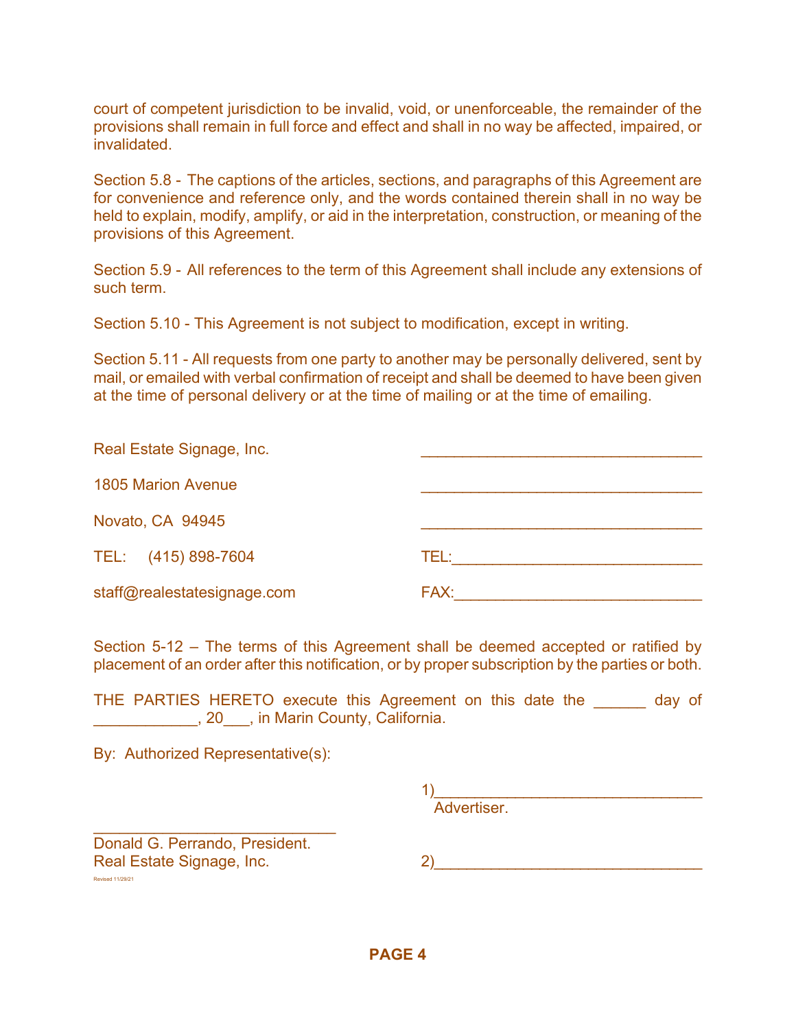court of competent jurisdiction to be invalid, void, or unenforceable, the remainder of the provisions shall remain in full force and effect and shall in no way be affected, impaired, or invalidated.

Section 5.8 - The captions of the articles, sections, and paragraphs of this Agreement are for convenience and reference only, and the words contained therein shall in no way be held to explain, modify, amplify, or aid in the interpretation, construction, or meaning of the provisions of this Agreement.

Section 5.9 - All references to the term of this Agreement shall include any extensions of such term.

Section 5.10 - This Agreement is not subject to modification, except in writing.

Section 5.11 - All requests from one party to another may be personally delivered, sent by mail, or emailed with verbal confirmation of receipt and shall be deemed to have been given at the time of personal delivery or at the time of mailing or at the time of emailing.

| | |
|---|---|
| Real Estate Signage, Inc. | ________________________________ |
| 1805 Marion Avenue | ________________________________ |
| Novato, CA 94945 | ________________________________ |
| TEL: (415) 898-7604 | TEL:____________________________ |
| staff@realestatesignage.com | FAX:____________________________ |

Section 5-12 – The terms of this Agreement shall be deemed accepted or ratified by placement of an order after this notification, or by proper subscription by the parties or both.

THE PARTIES HERETO execute this Agreement on this date the ______ day of ____________, 20___, in Marin County, California.

By: Authorized Representative(s):

1)______________________________
Advertiser.

____________________________
Donald G. Perrando, President.
Real Estate Signage, Inc.

2)______________________________

Revised 11/29/21